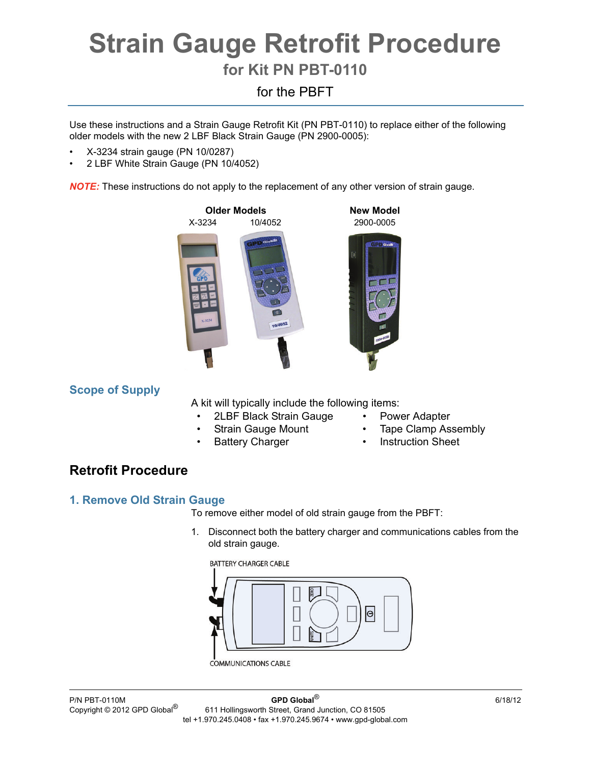# Strain Gauge Retrofit Procedure

## for Kit PN PBT-0110

for the PBFT

Use these instructions and a Strain Gauge Retrofit Kit (PN PBT-0110) to replace either of the following older models with the new 2 LBF Black Strain Gauge (PN 2900-0005):

- X-3234 strain gauge (PN 10/0287)
- 2 LBF White Strain Gauge (PN 10/4052)

***NOTE:*** These instructions do not apply to the replacement of any other version of strain gauge.

**Older Models**

X-3234

10/4052

**New Model**

2900-0005

### Scope of Supply

A kit will typically include the following items:

- 2LBF Black Strain Gauge
- Strain Gauge Mount
- Battery Charger
- Power Adapter
- Tape Clamp Assembly
- Instruction Sheet

## Retrofit Procedure

### 1. Remove Old Strain Gauge

To remove either model of old strain gauge from the PBFT:

1. Disconnect both the battery charger and communications cables from the old strain gauge.

BATTERY CHARGER CABLE

ZERO

UNITS

COMMUNICATIONS CABLE

P/N PBT-0110M
Copyright © 2012 GPD Global®

**GPD Global®**
611 Hollingsworth Street, Grand Junction, CO 81505
tel +1.970.245.0408 • fax +1.970.245.9674 • www.gpd-global.com

6/18/12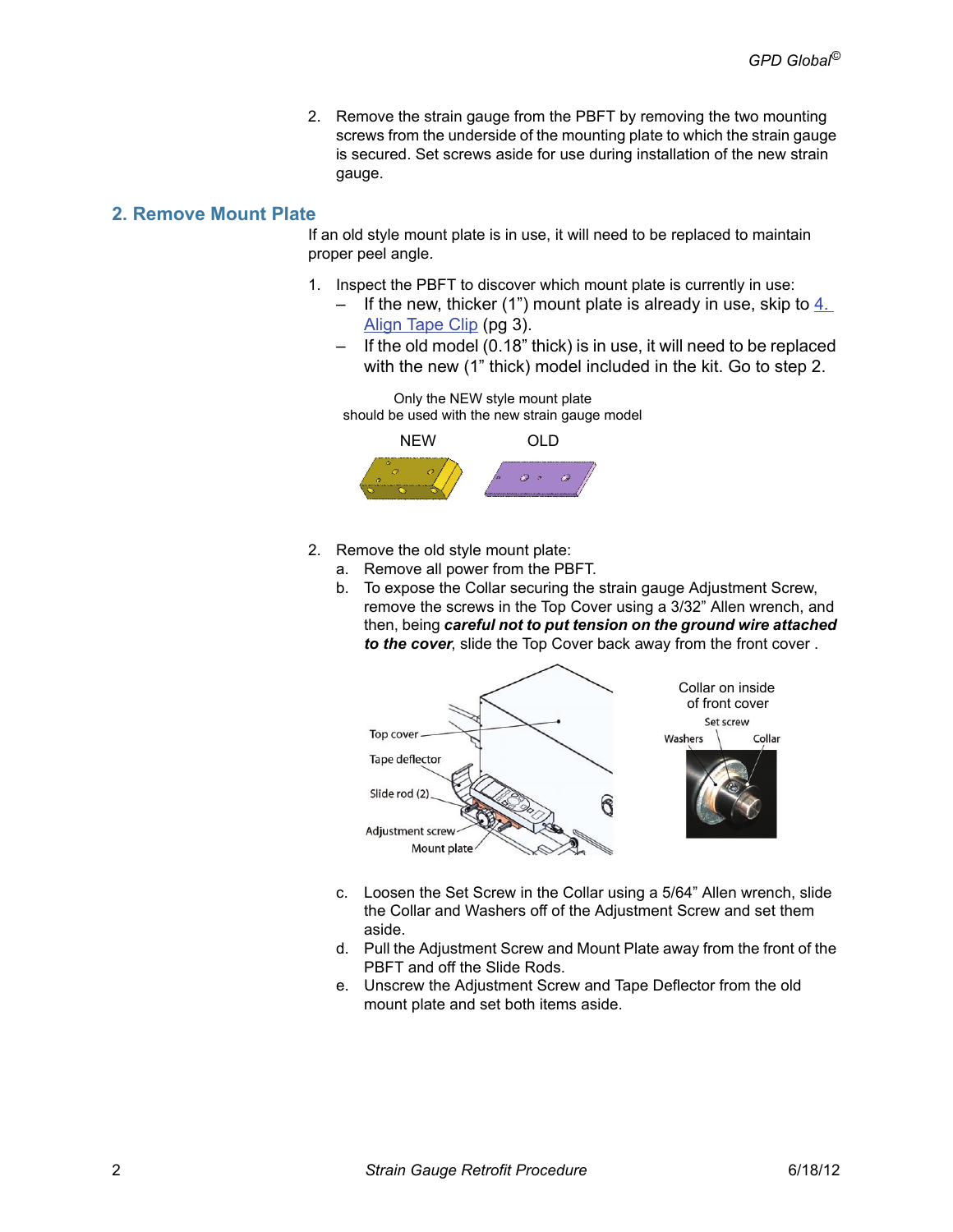2. Remove the strain gauge from the PBFT by removing the two mounting screws from the underside of the mounting plate to which the strain gauge is secured. Set screws aside for use during installation of the new strain gauge.

## 2. Remove Mount Plate

If an old style mount plate is in use, it will need to be replaced to maintain proper peel angle.

1. Inspect the PBFT to discover which mount plate is currently in use:
   - If the new, thicker (1") mount plate is already in use, skip to 4. Align Tape Clip (pg 3).
   - If the old model (0.18" thick) is in use, it will need to be replaced with the new (1" thick) model included in the kit. Go to step 2.

Only the NEW style mount plate should be used with the new strain gauge model

NEW

OLD

2. Remove the old style mount plate:
   a. Remove all power from the PBFT.
   b. To expose the Collar securing the strain gauge Adjustment Screw, remove the screws in the Top Cover using a 3/32" Allen wrench, and then, being ***careful not to put tension on the ground wire attached to the cover***, slide the Top Cover back away from the front cover .

Top cover
Tape deflector
Slide rod (2)
Adjustment screw
Mount plate

Collar on inside of front cover
Set screw
Washers
Collar

   c. Loosen the Set Screw in the Collar using a 5/64" Allen wrench, slide the Collar and Washers off of the Adjustment Screw and set them aside.
   d. Pull the Adjustment Screw and Mount Plate away from the front of the PBFT and off the Slide Rods.
   e. Unscrew the Adjustment Screw and Tape Deflector from the old mount plate and set both items aside.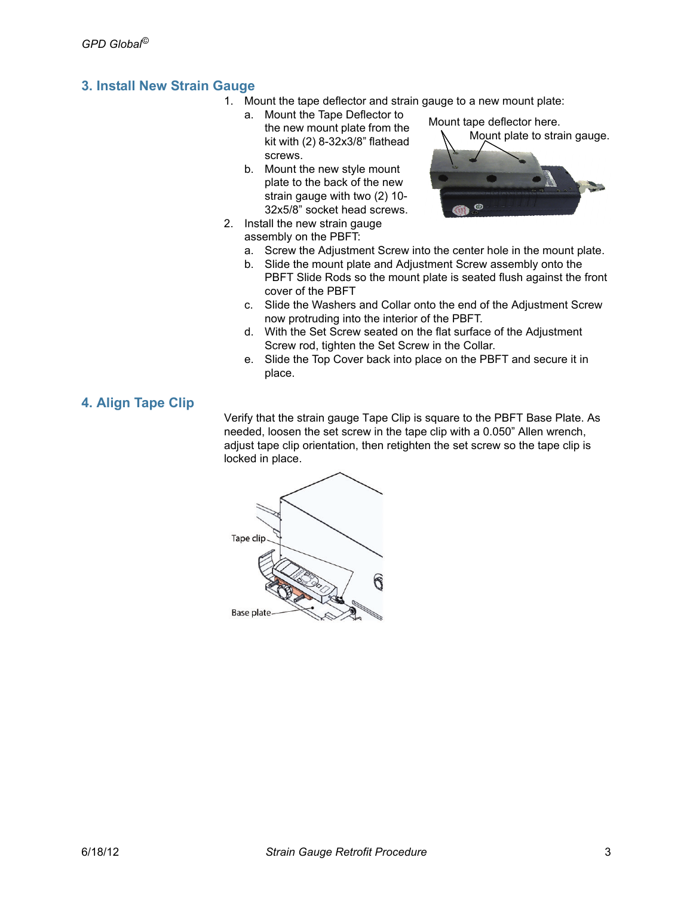## 3. Install New Strain Gauge

1. Mount the tape deflector and strain gauge to a new mount plate:
   a. Mount the Tape Deflector to the new mount plate from the kit with (2) 8-32x3/8" flathead screws.
   b. Mount the new style mount plate to the back of the new strain gauge with two (2) 10-32x5/8" socket head screws.

Mount tape deflector here.

Mount plate to strain gauge.

2. Install the new strain gauge assembly on the PBFT:
   a. Screw the Adjustment Screw into the center hole in the mount plate.
   b. Slide the mount plate and Adjustment Screw assembly onto the PBFT Slide Rods so the mount plate is seated flush against the front cover of the PBFT
   c. Slide the Washers and Collar onto the end of the Adjustment Screw now protruding into the interior of the PBFT.
   d. With the Set Screw seated on the flat surface of the Adjustment Screw rod, tighten the Set Screw in the Collar.
   e. Slide the Top Cover back into place on the PBFT and secure it in place.

## 4. Align Tape Clip

Verify that the strain gauge Tape Clip is square to the PBFT Base Plate. As needed, loosen the set screw in the tape clip with a 0.050" Allen wrench, adjust tape clip orientation, then retighten the set screw so the tape clip is locked in place.

Tape clip

Base plate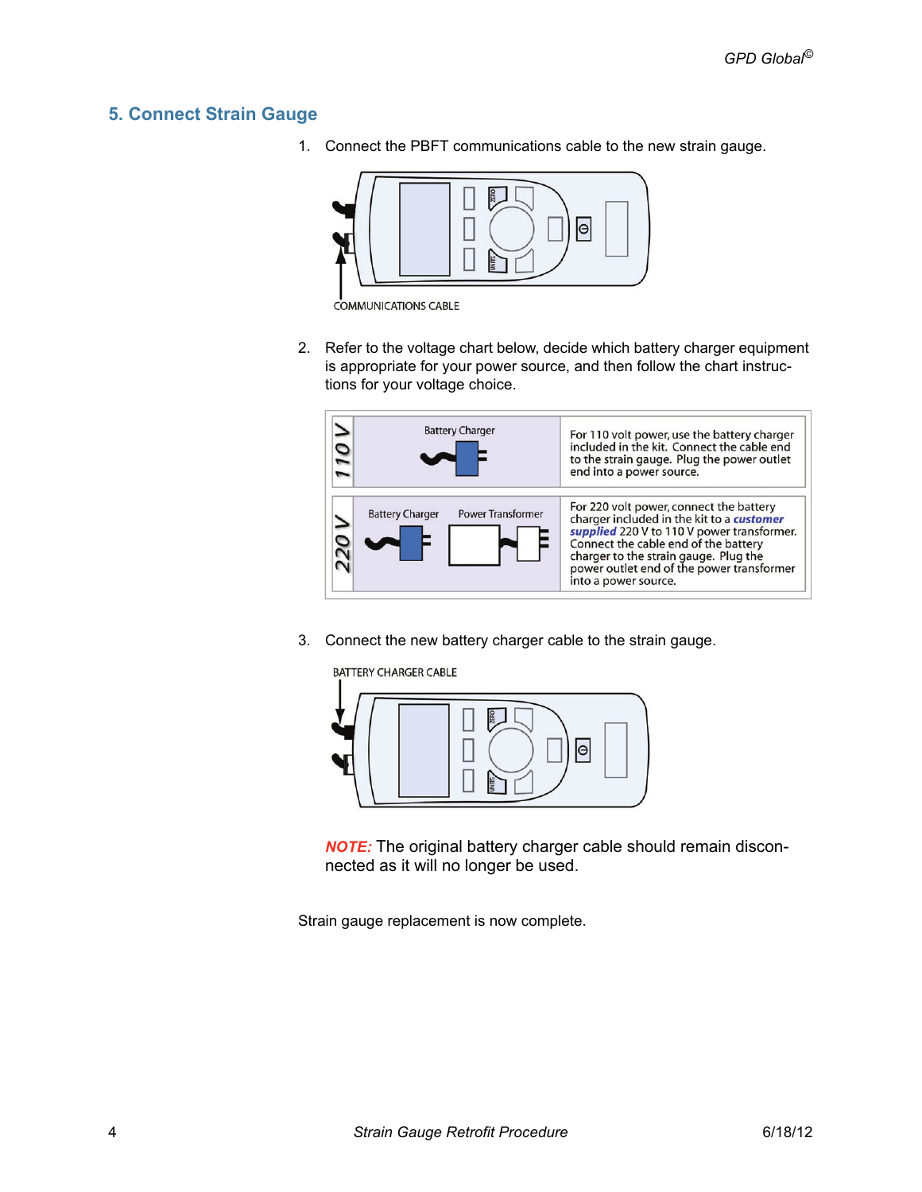## 5. Connect Strain Gauge

1. Connect the PBFT communications cable to the new strain gauge.

COMMUNICATIONS CABLE

2. Refer to the voltage chart below, decide which battery charger equipment is appropriate for your power source, and then follow the chart instructions for your voltage choice.

| | | |
|---|---|---|
| 110 V | Battery Charger | For 110 volt power, use the battery charger included in the kit. Connect the cable end to the strain gauge. Plug the power outlet end into a power source. |
| 220 V | Battery Charger Power Transformer | For 220 volt power, connect the battery charger included in the kit to a ***customer supplied*** 220 V to 110 V power transformer. Connect the cable end of the battery charger to the strain gauge. Plug the power outlet end of the power transformer into a power source. |

3. Connect the new battery charger cable to the strain gauge.

BATTERY CHARGER CABLE

***NOTE:*** The original battery charger cable should remain disconnected as it will no longer be used.

Strain gauge replacement is now complete.